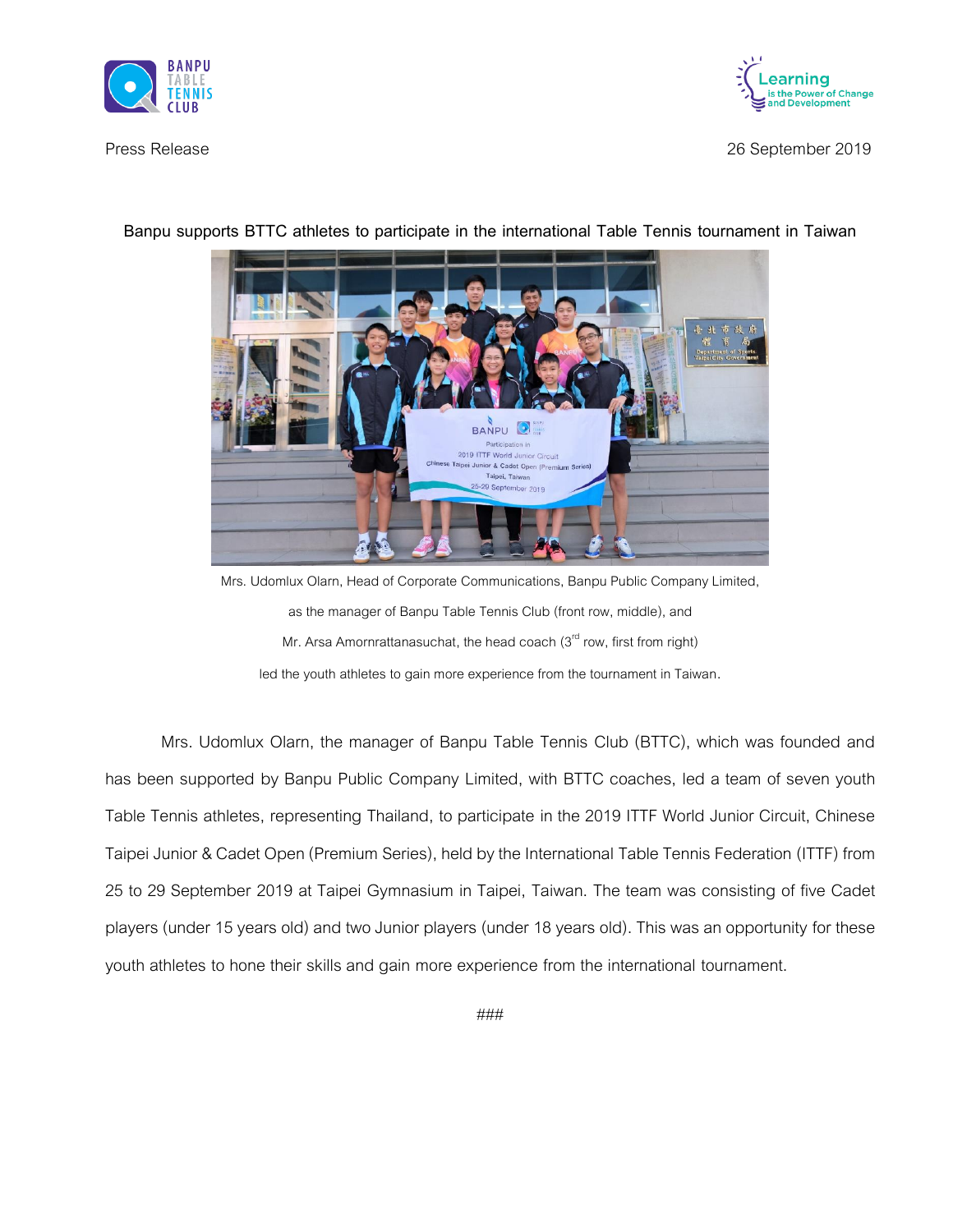Press Release

26 September 2019

**Banpu supports BTTC athletes to participate in the international Table Tennis tournament in Taiwan**

Mrs. Udomlux Olarn, Head of Corporate Communications, Banpu Public Company Limited, as the manager of Banpu Table Tennis Club (front row, middle), and Mr. Arsa Amornrattanasuchat, the head coach (3rd row, first from right) led the youth athletes to gain more experience from the tournament in Taiwan.

Mrs. Udomlux Olarn, the manager of Banpu Table Tennis Club (BTTC), which was founded and has been supported by Banpu Public Company Limited, with BTTC coaches, led a team of seven youth Table Tennis athletes, representing Thailand, to participate in the 2019 ITTF World Junior Circuit, Chinese Taipei Junior & Cadet Open (Premium Series), held by the International Table Tennis Federation (ITTF) from 25 to 29 September 2019 at Taipei Gymnasium in Taipei, Taiwan. The team was consisting of five Cadet players (under 15 years old) and two Junior players (under 18 years old). This was an opportunity for these youth athletes to hone their skills and gain more experience from the international tournament.

###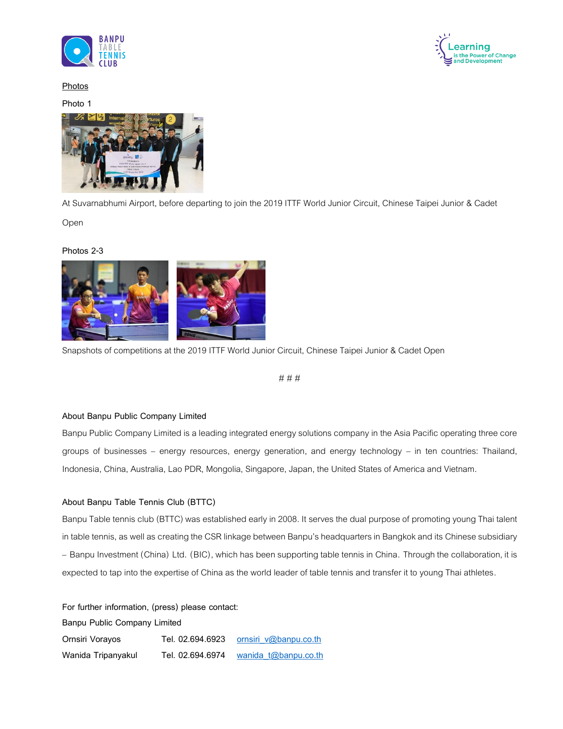Photos

Photo 1

At Suvarnabhumi Airport, before departing to join the 2019 ITTF World Junior Circuit, Chinese Taipei Junior & Cadet Open

Photos 2-3

Snapshots of competitions at the 2019 ITTF World Junior Circuit, Chinese Taipei Junior & Cadet Open

# # #

**About Banpu Public Company Limited**

Banpu Public Company Limited is a leading integrated energy solutions company in the Asia Pacific operating three core groups of businesses – energy resources, energy generation, and energy technology – in ten countries: Thailand, Indonesia, China, Australia, Lao PDR, Mongolia, Singapore, Japan, the United States of America and Vietnam.

**About Banpu Table Tennis Club (BTTC)**

Banpu Table tennis club (BTTC) was established early in 2008. It serves the dual purpose of promoting young Thai talent in table tennis, as well as creating the CSR linkage between Banpu's headquarters in Bangkok and its Chinese subsidiary – Banpu Investment (China) Ltd. (BIC), which has been supporting table tennis in China. Through the collaboration, it is expected to tap into the expertise of China as the world leader of table tennis and transfer it to young Thai athletes.

For further information, (press) please contact:

Banpu Public Company Limited

| | | |
|---|---|---|
| Ornsiri Vorayos | Tel. 02.694.6923 | ornsiri_v@banpu.co.th |
| Wanida Tripanyakul | Tel. 02.694.6974 | wanida_t@banpu.co.th |